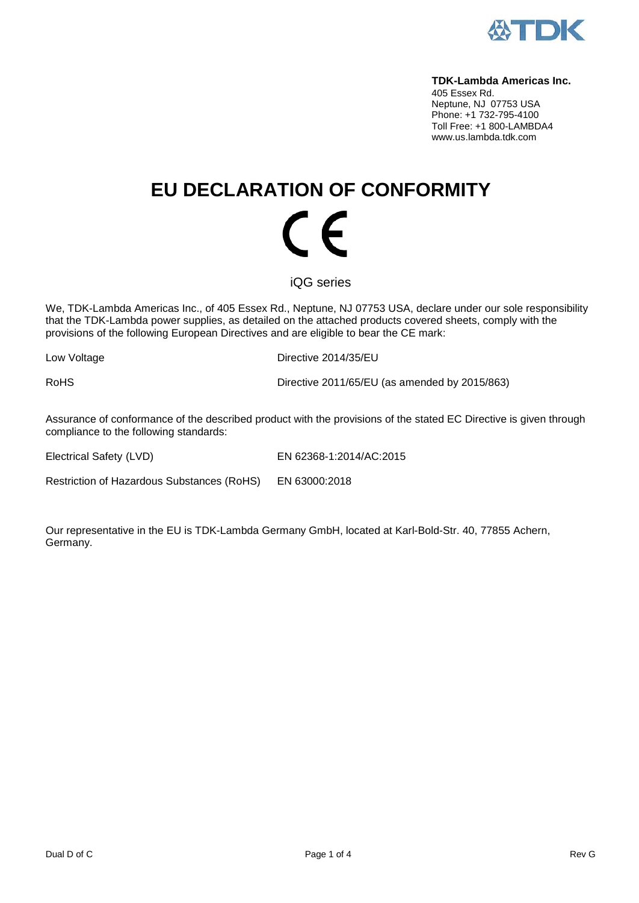**TDK-Lambda Americas Inc.**
405 Essex Rd.
Neptune, NJ 07753 USA
Phone: +1 732-795-4100
Toll Free: +1 800-LAMBDA4
www.us.lambda.tdk.com

# EU DECLARATION OF CONFORMITY

CE

iQG series

We, TDK-Lambda Americas Inc., of 405 Essex Rd., Neptune, NJ 07753 USA, declare under our sole responsibility that the TDK-Lambda power supplies, as detailed on the attached products covered sheets, comply with the provisions of the following European Directives and are eligible to bear the CE mark:

| | |
|---|---|
| Low Voltage | Directive 2014/35/EU |
| RoHS | Directive 2011/65/EU (as amended by 2015/863) |

Assurance of conformance of the described product with the provisions of the stated EC Directive is given through compliance to the following standards:

| | |
|---|---|
| Electrical Safety (LVD) | EN 62368-1:2014/AC:2015 |
| Restriction of Hazardous Substances (RoHS) | EN 63000:2018 |

Our representative in the EU is TDK-Lambda Germany GmbH, located at Karl-Bold-Str. 40, 77855 Achern, Germany.

Dual D of C Rev G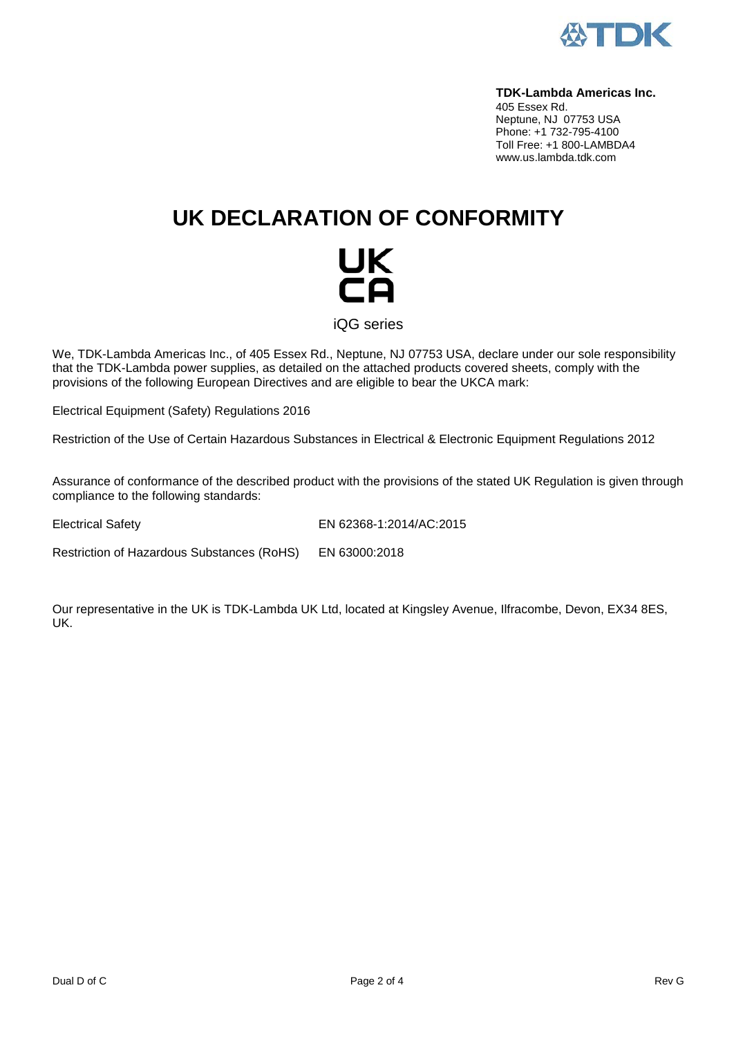**TDK-Lambda Americas Inc.**
405 Essex Rd.
Neptune, NJ 07753 USA
Phone: +1 732-795-4100
Toll Free: +1 800-LAMBDA4
www.us.lambda.tdk.com

# UK DECLARATION OF CONFORMITY

UK
CA

iQG series

We, TDK-Lambda Americas Inc., of 405 Essex Rd., Neptune, NJ 07753 USA, declare under our sole responsibility that the TDK-Lambda power supplies, as detailed on the attached products covered sheets, comply with the provisions of the following European Directives and are eligible to bear the UKCA mark:

Electrical Equipment (Safety) Regulations 2016

Restriction of the Use of Certain Hazardous Substances in Electrical & Electronic Equipment Regulations 2012

Assurance of conformance of the described product with the provisions of the stated UK Regulation is given through compliance to the following standards:

| | |
|---|---|
| Electrical Safety | EN 62368-1:2014/AC:2015 |
| Restriction of Hazardous Substances (RoHS) | EN 63000:2018 |

Our representative in the UK is TDK-Lambda UK Ltd, located at Kingsley Avenue, Ilfracombe, Devon, EX34 8ES, UK.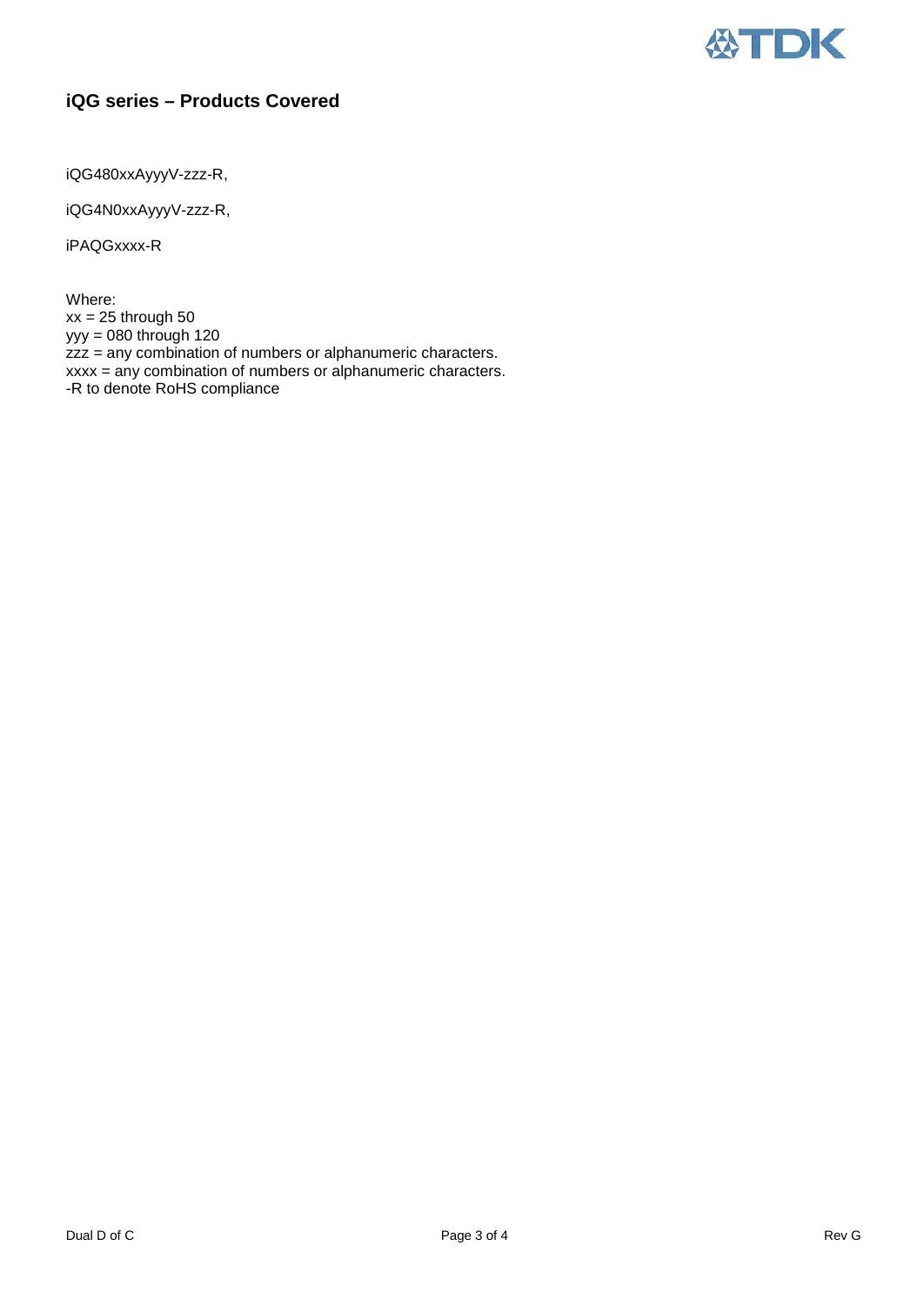## iQG series – Products Covered

iQG480xxAyyyV-zzz-R,

iQG4N0xxAyyyV-zzz-R,

iPAQGxxxx-R

Where:
xx = 25 through 50
yyy = 080 through 120
zzz = any combination of numbers or alphanumeric characters.
xxxx = any combination of numbers or alphanumeric characters.
-R to denote RoHS compliance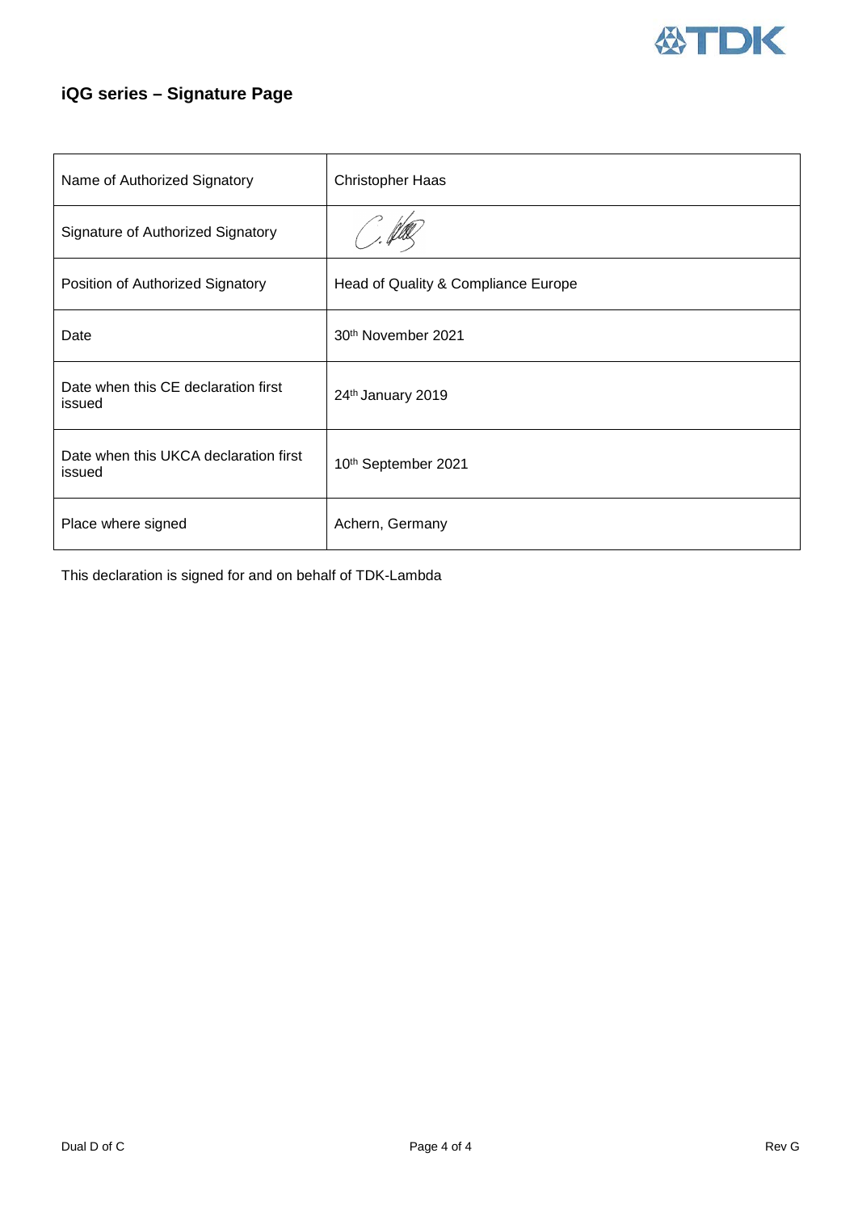## iQG series – Signature Page

| | |
|---|---|
| Name of Authorized Signatory | Christopher Haas |
| Signature of Authorized Signatory | |
| Position of Authorized Signatory | Head of Quality & Compliance Europe |
| Date | 30th November 2021 |
| Date when this CE declaration first issued | 24th January 2019 |
| Date when this UKCA declaration first issued | 10th September 2021 |
| Place where signed | Achern, Germany |

This declaration is signed for and on behalf of TDK-Lambda